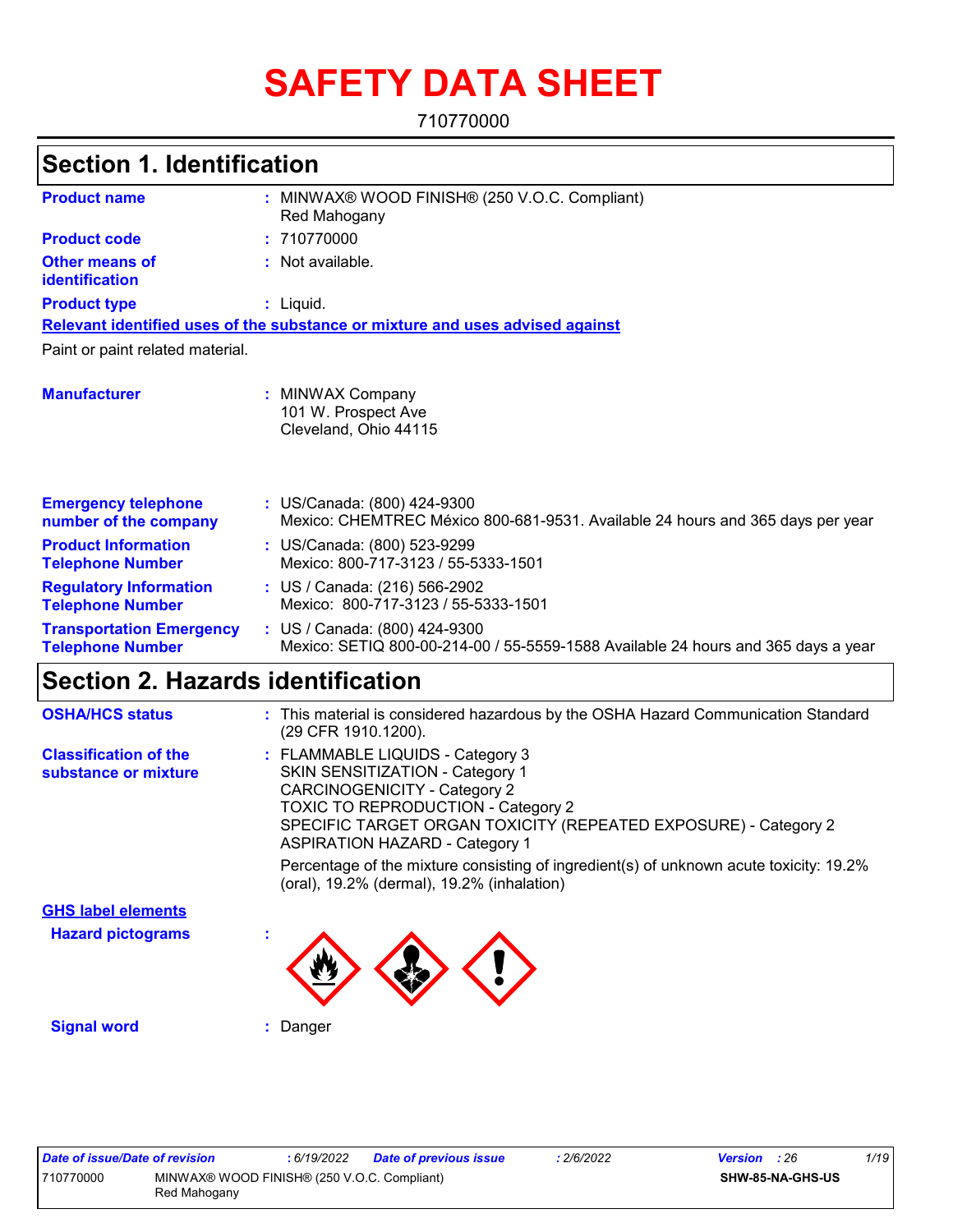# SAFETY DATA SHEET

710770000

## Section 1. Identification

**Product name** : MINWAX® WOOD FINISH® (250 V.O.C. Compliant) Red Mahogany

**Product code** : 710770000

**Other means of identification** : Not available.

**Product type** : Liquid.

**Relevant identified uses of the substance or mixture and uses advised against**

Paint or paint related material.

**Manufacturer** : MINWAX Company
101 W. Prospect Ave
Cleveland, Ohio 44115

**Emergency telephone number of the company** : US/Canada: (800) 424-9300
Mexico: CHEMTREC México 800-681-9531. Available 24 hours and 365 days per year

**Product Information Telephone Number** : US/Canada: (800) 523-9299
Mexico: 800-717-3123 / 55-5333-1501

**Regulatory Information Telephone Number** : US / Canada: (216) 566-2902
Mexico: 800-717-3123 / 55-5333-1501

**Transportation Emergency Telephone Number** : US / Canada: (800) 424-9300
Mexico: SETIQ 800-00-214-00 / 55-5559-1588 Available 24 hours and 365 days a year

## Section 2. Hazards identification

**OSHA/HCS status** : This material is considered hazardous by the OSHA Hazard Communication Standard (29 CFR 1910.1200).

**Classification of the substance or mixture** : FLAMMABLE LIQUIDS - Category 3
SKIN SENSITIZATION - Category 1
CARCINOGENICITY - Category 2
TOXIC TO REPRODUCTION - Category 2
SPECIFIC TARGET ORGAN TOXICITY (REPEATED EXPOSURE) - Category 2
ASPIRATION HAZARD - Category 1

Percentage of the mixture consisting of ingredient(s) of unknown acute toxicity: 19.2% (oral), 19.2% (dermal), 19.2% (inhalation)

**GHS label elements**

**Hazard pictograms** :

**Signal word** : Danger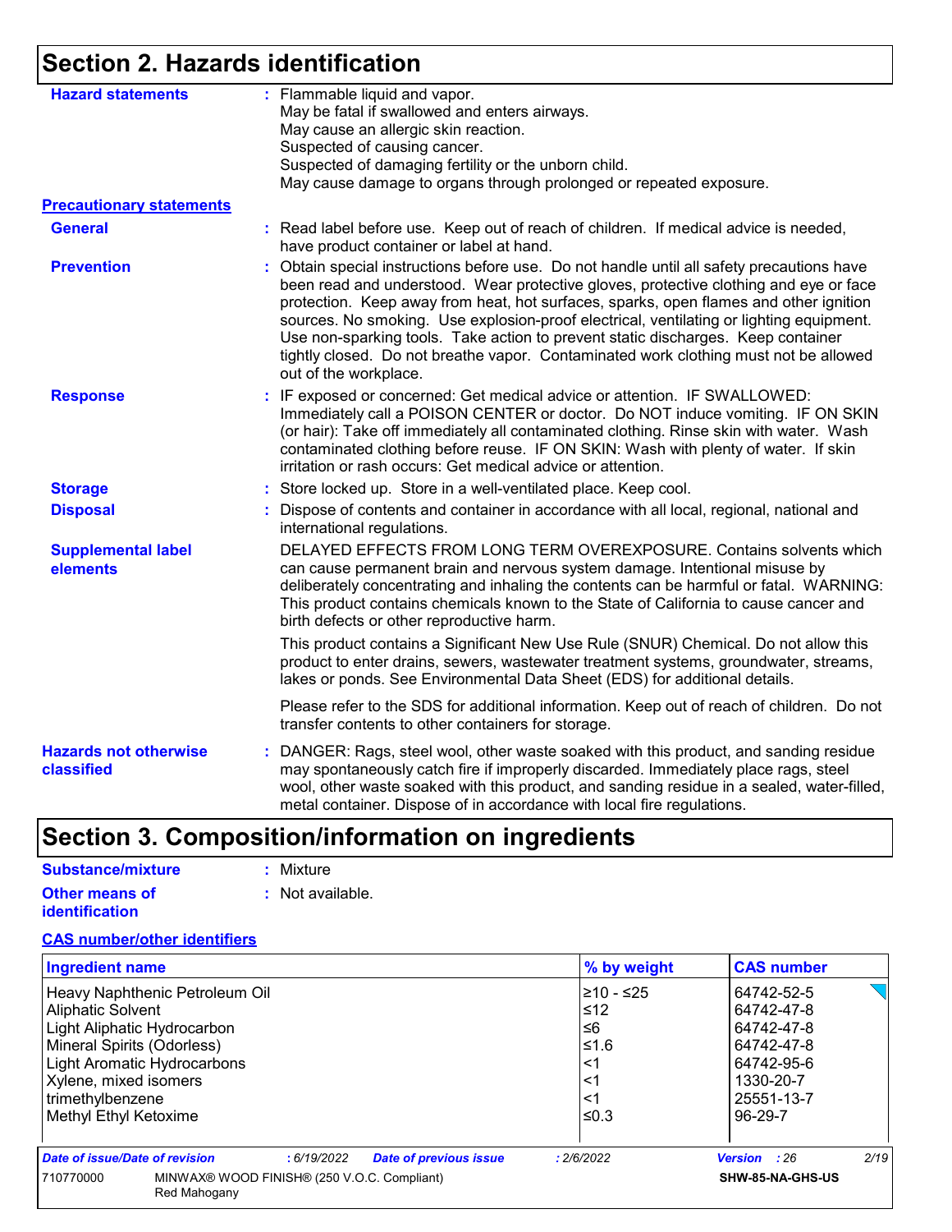## Section 2. Hazards identification

**Hazard statements** : Flammable liquid and vapor.
May be fatal if swallowed and enters airways.
May cause an allergic skin reaction.
Suspected of causing cancer.
Suspected of damaging fertility or the unborn child.
May cause damage to organs through prolonged or repeated exposure.

**Precautionary statements**

**General** : Read label before use. Keep out of reach of children. If medical advice is needed, have product container or label at hand.

**Prevention** : Obtain special instructions before use. Do not handle until all safety precautions have been read and understood. Wear protective gloves, protective clothing and eye or face protection. Keep away from heat, hot surfaces, sparks, open flames and other ignition sources. No smoking. Use explosion-proof electrical, ventilating or lighting equipment. Use non-sparking tools. Take action to prevent static discharges. Keep container tightly closed. Do not breathe vapor. Contaminated work clothing must not be allowed out of the workplace.

**Response** : IF exposed or concerned: Get medical advice or attention. IF SWALLOWED: Immediately call a POISON CENTER or doctor. Do NOT induce vomiting. IF ON SKIN (or hair): Take off immediately all contaminated clothing. Rinse skin with water. Wash contaminated clothing before reuse. IF ON SKIN: Wash with plenty of water. If skin irritation or rash occurs: Get medical advice or attention.

**Storage** : Store locked up. Store in a well-ventilated place. Keep cool.

**Disposal** : Dispose of contents and container in accordance with all local, regional, national and international regulations.

**Supplemental label elements**

DELAYED EFFECTS FROM LONG TERM OVEREXPOSURE. Contains solvents which can cause permanent brain and nervous system damage. Intentional misuse by deliberately concentrating and inhaling the contents can be harmful or fatal. WARNING: This product contains chemicals known to the State of California to cause cancer and birth defects or other reproductive harm.

This product contains a Significant New Use Rule (SNUR) Chemical. Do not allow this product to enter drains, sewers, wastewater treatment systems, groundwater, streams, lakes or ponds. See Environmental Data Sheet (EDS) for additional details.

Please refer to the SDS for additional information. Keep out of reach of children. Do not transfer contents to other containers for storage.

**Hazards not otherwise classified** : DANGER: Rags, steel wool, other waste soaked with this product, and sanding residue may spontaneously catch fire if improperly discarded. Immediately place rags, steel wool, other waste soaked with this product, and sanding residue in a sealed, water-filled, metal container. Dispose of in accordance with local fire regulations.

## Section 3. Composition/information on ingredients

**Substance/mixture** : Mixture

**Other means of identification** : Not available.

**CAS number/other identifiers**

| Ingredient name | % by weight | CAS number |
|---|---|---|
| Heavy Naphthenic Petroleum Oil | ≥10 - ≤25 | 64742-52-5 |
| Aliphatic Solvent | ≤12 | 64742-47-8 |
| Light Aliphatic Hydrocarbon | ≤6 | 64742-47-8 |
| Mineral Spirits (Odorless) | ≤1.6 | 64742-47-8 |
| Light Aromatic Hydrocarbons | <1 | 64742-95-6 |
| Xylene, mixed isomers | <1 | 1330-20-7 |
| trimethylbenzene | <1 | 25551-13-7 |
| Methyl Ethyl Ketoxime | ≤0.3 | 96-29-7 |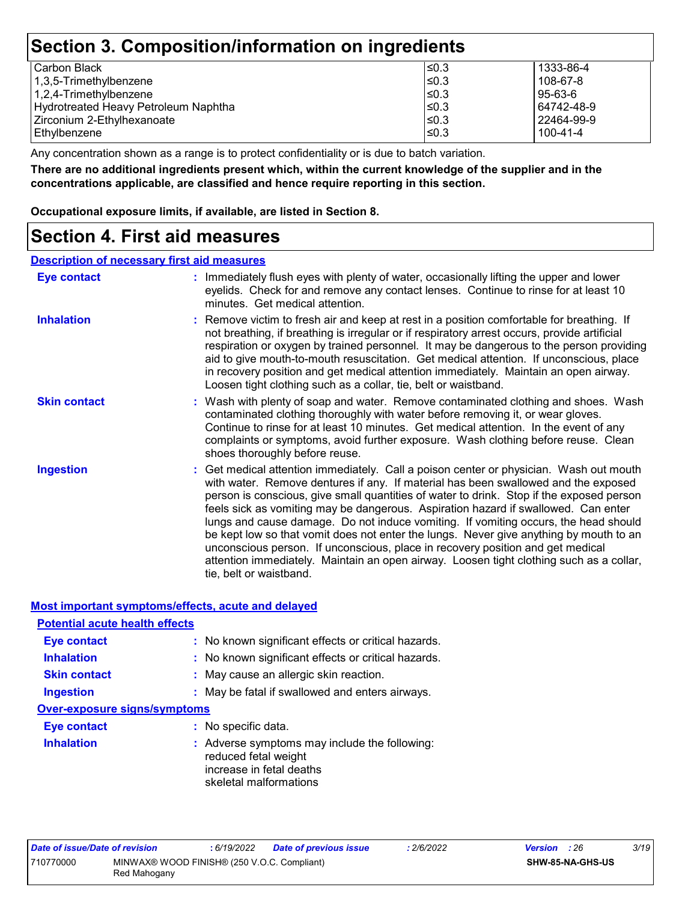# Section 3. Composition/information on ingredients

| | | |
|---|---|---|
| Carbon Black | ≤0.3 | 1333-86-4 |
| 1,3,5-Trimethylbenzene | ≤0.3 | 108-67-8 |
| 1,2,4-Trimethylbenzene | ≤0.3 | 95-63-6 |
| Hydrotreated Heavy Petroleum Naphtha | ≤0.3 | 64742-48-9 |
| Zirconium 2-Ethylhexanoate | ≤0.3 | 22464-99-9 |
| Ethylbenzene | ≤0.3 | 100-41-4 |

Any concentration shown as a range is to protect confidentiality or is due to batch variation.

**There are no additional ingredients present which, within the current knowledge of the supplier and in the concentrations applicable, are classified and hence require reporting in this section.**

**Occupational exposure limits, if available, are listed in Section 8.**

# Section 4. First aid measures

## Description of necessary first aid measures

**Eye contact** : Immediately flush eyes with plenty of water, occasionally lifting the upper and lower eyelids. Check for and remove any contact lenses. Continue to rinse for at least 10 minutes. Get medical attention.

**Inhalation** : Remove victim to fresh air and keep at rest in a position comfortable for breathing. If not breathing, if breathing is irregular or if respiratory arrest occurs, provide artificial respiration or oxygen by trained personnel. It may be dangerous to the person providing aid to give mouth-to-mouth resuscitation. Get medical attention. If unconscious, place in recovery position and get medical attention immediately. Maintain an open airway. Loosen tight clothing such as a collar, tie, belt or waistband.

**Skin contact** : Wash with plenty of soap and water. Remove contaminated clothing and shoes. Wash contaminated clothing thoroughly with water before removing it, or wear gloves. Continue to rinse for at least 10 minutes. Get medical attention. In the event of any complaints or symptoms, avoid further exposure. Wash clothing before reuse. Clean shoes thoroughly before reuse.

**Ingestion** : Get medical attention immediately. Call a poison center or physician. Wash out mouth with water. Remove dentures if any. If material has been swallowed and the exposed person is conscious, give small quantities of water to drink. Stop if the exposed person feels sick as vomiting may be dangerous. Aspiration hazard if swallowed. Can enter lungs and cause damage. Do not induce vomiting. If vomiting occurs, the head should be kept low so that vomit does not enter the lungs. Never give anything by mouth to an unconscious person. If unconscious, place in recovery position and get medical attention immediately. Maintain an open airway. Loosen tight clothing such as a collar, tie, belt or waistband.

## Most important symptoms/effects, acute and delayed

### Potential acute health effects

**Eye contact** : No known significant effects or critical hazards.

**Inhalation** : No known significant effects or critical hazards.

**Skin contact** : May cause an allergic skin reaction.

**Ingestion** : May be fatal if swallowed and enters airways.

### Over-exposure signs/symptoms

**Eye contact** : No specific data.

**Inhalation** : Adverse symptoms may include the following:
reduced fetal weight
increase in fetal deaths
skeletal malformations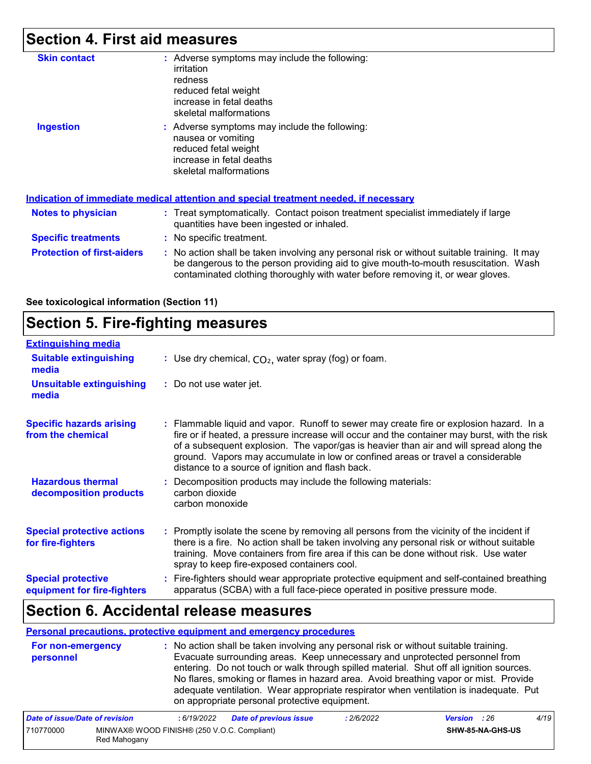## Section 4. First aid measures

**Skin contact** : Adverse symptoms may include the following:
irritation
redness
reduced fetal weight
increase in fetal deaths
skeletal malformations

**Ingestion** : Adverse symptoms may include the following:
nausea or vomiting
reduced fetal weight
increase in fetal deaths
skeletal malformations

### Indication of immediate medical attention and special treatment needed, if necessary

**Notes to physician** : Treat symptomatically. Contact poison treatment specialist immediately if large quantities have been ingested or inhaled.

**Specific treatments** : No specific treatment.

**Protection of first-aiders** : No action shall be taken involving any personal risk or without suitable training. It may be dangerous to the person providing aid to give mouth-to-mouth resuscitation. Wash contaminated clothing thoroughly with water before removing it, or wear gloves.

**See toxicological information (Section 11)**

## Section 5. Fire-fighting measures

### Extinguishing media

**Suitable extinguishing media** : Use dry chemical, $CO_2$, water spray (fog) or foam.

**Unsuitable extinguishing media** : Do not use water jet.

**Specific hazards arising from the chemical** : Flammable liquid and vapor. Runoff to sewer may create fire or explosion hazard. In a fire or if heated, a pressure increase will occur and the container may burst, with the risk of a subsequent explosion. The vapor/gas is heavier than air and will spread along the ground. Vapors may accumulate in low or confined areas or travel a considerable distance to a source of ignition and flash back.

**Hazardous thermal decomposition products** : Decomposition products may include the following materials:
carbon dioxide
carbon monoxide

**Special protective actions for fire-fighters** : Promptly isolate the scene by removing all persons from the vicinity of the incident if there is a fire. No action shall be taken involving any personal risk or without suitable training. Move containers from fire area if this can be done without risk. Use water spray to keep fire-exposed containers cool.

**Special protective equipment for fire-fighters** : Fire-fighters should wear appropriate protective equipment and self-contained breathing apparatus (SCBA) with a full face-piece operated in positive pressure mode.

## Section 6. Accidental release measures

### Personal precautions, protective equipment and emergency procedures

**For non-emergency personnel** : No action shall be taken involving any personal risk or without suitable training. Evacuate surrounding areas. Keep unnecessary and unprotected personnel from entering. Do not touch or walk through spilled material. Shut off all ignition sources. No flares, smoking or flames in hazard area. Avoid breathing vapor or mist. Provide adequate ventilation. Wear appropriate respirator when ventilation is inadequate. Put on appropriate personal protective equipment.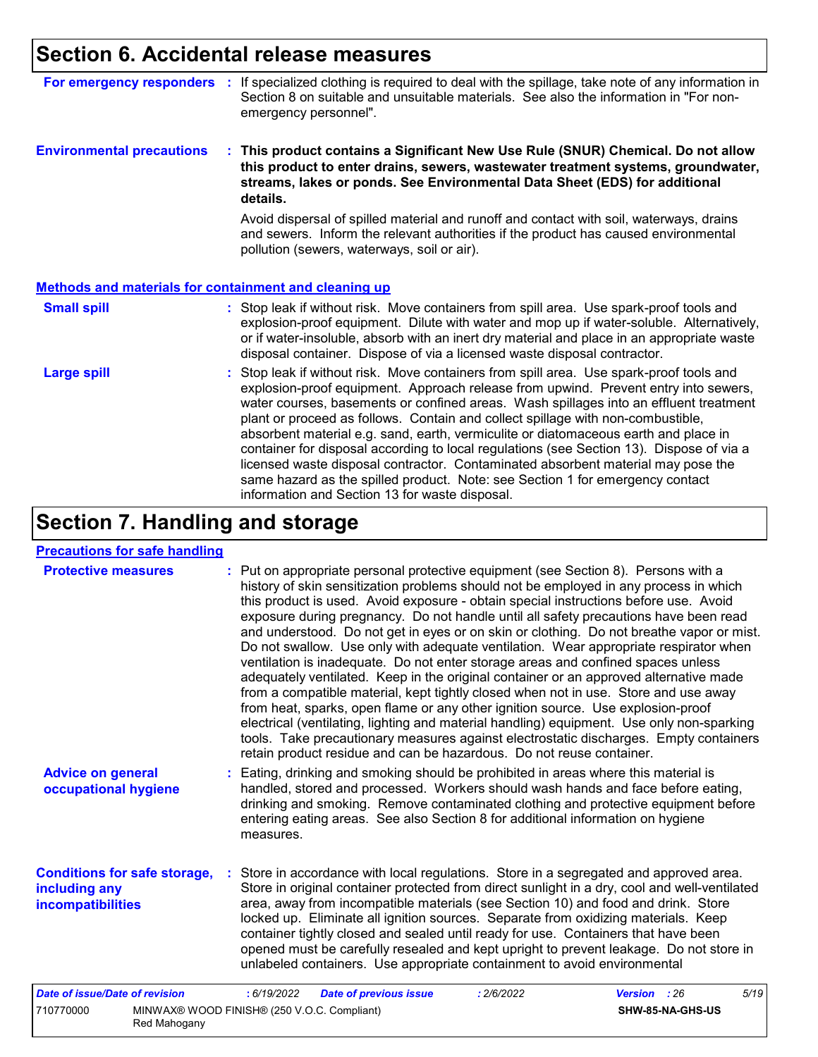## Section 6. Accidental release measures

**For emergency responders** : If specialized clothing is required to deal with the spillage, take note of any information in Section 8 on suitable and unsuitable materials. See also the information in "For non-emergency personnel".

**Environmental precautions** : **This product contains a Significant New Use Rule (SNUR) Chemical. Do not allow this product to enter drains, sewers, wastewater treatment systems, groundwater, streams, lakes or ponds. See Environmental Data Sheet (EDS) for additional details.**

Avoid dispersal of spilled material and runoff and contact with soil, waterways, drains and sewers. Inform the relevant authorities if the product has caused environmental pollution (sewers, waterways, soil or air).

### Methods and materials for containment and cleaning up

**Small spill** : Stop leak if without risk. Move containers from spill area. Use spark-proof tools and explosion-proof equipment. Dilute with water and mop up if water-soluble. Alternatively, or if water-insoluble, absorb with an inert dry material and place in an appropriate waste disposal container. Dispose of via a licensed waste disposal contractor.

**Large spill** : Stop leak if without risk. Move containers from spill area. Use spark-proof tools and explosion-proof equipment. Approach release from upwind. Prevent entry into sewers, water courses, basements or confined areas. Wash spillages into an effluent treatment plant or proceed as follows. Contain and collect spillage with non-combustible, absorbent material e.g. sand, earth, vermiculite or diatomaceous earth and place in container for disposal according to local regulations (see Section 13). Dispose of via a licensed waste disposal contractor. Contaminated absorbent material may pose the same hazard as the spilled product. Note: see Section 1 for emergency contact information and Section 13 for waste disposal.

## Section 7. Handling and storage

### Precautions for safe handling

**Protective measures** : Put on appropriate personal protective equipment (see Section 8). Persons with a history of skin sensitization problems should not be employed in any process in which this product is used. Avoid exposure - obtain special instructions before use. Avoid exposure during pregnancy. Do not handle until all safety precautions have been read and understood. Do not get in eyes or on skin or clothing. Do not breathe vapor or mist. Do not swallow. Use only with adequate ventilation. Wear appropriate respirator when ventilation is inadequate. Do not enter storage areas and confined spaces unless adequately ventilated. Keep in the original container or an approved alternative made from a compatible material, kept tightly closed when not in use. Store and use away from heat, sparks, open flame or any other ignition source. Use explosion-proof electrical (ventilating, lighting and material handling) equipment. Use only non-sparking tools. Take precautionary measures against electrostatic discharges. Empty containers retain product residue and can be hazardous. Do not reuse container.

**Advice on general occupational hygiene** : Eating, drinking and smoking should be prohibited in areas where this material is handled, stored and processed. Workers should wash hands and face before eating, drinking and smoking. Remove contaminated clothing and protective equipment before entering eating areas. See also Section 8 for additional information on hygiene measures.

**Conditions for safe storage, including any incompatibilities** : Store in accordance with local regulations. Store in a segregated and approved area. Store in original container protected from direct sunlight in a dry, cool and well-ventilated area, away from incompatible materials (see Section 10) and food and drink. Store locked up. Eliminate all ignition sources. Separate from oxidizing materials. Keep container tightly closed and sealed until ready for use. Containers that have been opened must be carefully resealed and kept upright to prevent leakage. Do not store in unlabeled containers. Use appropriate containment to avoid environmental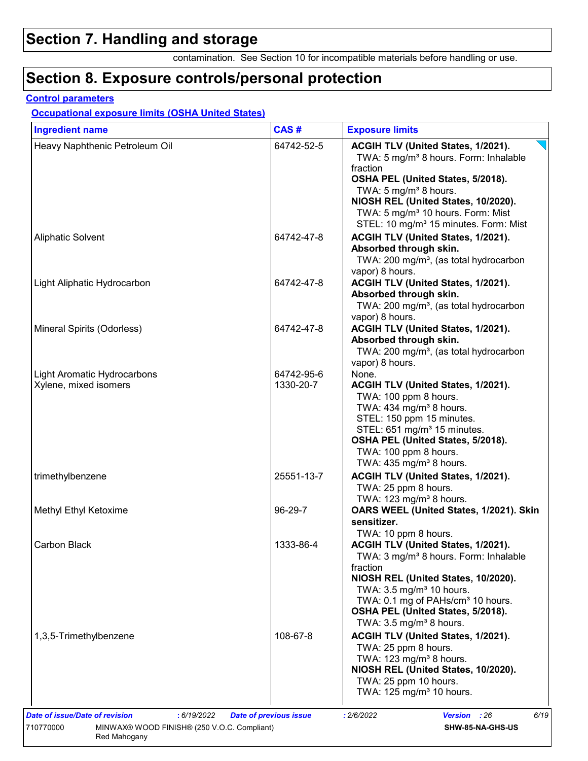## Section 7. Handling and storage

contamination. See Section 10 for incompatible materials before handling or use.

## Section 8. Exposure controls/personal protection

### Control parameters

#### Occupational exposure limits (OSHA United States)

| Ingredient name | CAS # | Exposure limits |
|---|---|---|
| Heavy Naphthenic Petroleum Oil | 64742-52-5 | **ACGIH TLV (United States, 1/2021).**<br>TWA: 5 mg/m³ 8 hours. Form: Inhalable fraction<br>**OSHA PEL (United States, 5/2018).**<br>TWA: 5 mg/m³ 8 hours.<br>**NIOSH REL (United States, 10/2020).**<br>TWA: 5 mg/m³ 10 hours. Form: Mist<br>STEL: 10 mg/m³ 15 minutes. Form: Mist |
| Aliphatic Solvent | 64742-47-8 | **ACGIH TLV (United States, 1/2021). Absorbed through skin.**<br>TWA: 200 mg/m³, (as total hydrocarbon vapor) 8 hours. |
| Light Aliphatic Hydrocarbon | 64742-47-8 | **ACGIH TLV (United States, 1/2021). Absorbed through skin.**<br>TWA: 200 mg/m³, (as total hydrocarbon vapor) 8 hours. |
| Mineral Spirits (Odorless) | 64742-47-8 | **ACGIH TLV (United States, 1/2021). Absorbed through skin.**<br>TWA: 200 mg/m³, (as total hydrocarbon vapor) 8 hours. |
| Light Aromatic Hydrocarbons | 64742-95-6 | None. |
| Xylene, mixed isomers | 1330-20-7 | **ACGIH TLV (United States, 1/2021).**<br>TWA: 100 ppm 8 hours.<br>TWA: 434 mg/m³ 8 hours.<br>STEL: 150 ppm 15 minutes.<br>STEL: 651 mg/m³ 15 minutes.<br>**OSHA PEL (United States, 5/2018).**<br>TWA: 100 ppm 8 hours.<br>TWA: 435 mg/m³ 8 hours. |
| trimethylbenzene | 25551-13-7 | **ACGIH TLV (United States, 1/2021).**<br>TWA: 25 ppm 8 hours.<br>TWA: 123 mg/m³ 8 hours. |
| Methyl Ethyl Ketoxime | 96-29-7 | **OARS WEEL (United States, 1/2021). Skin sensitizer.**<br>TWA: 10 ppm 8 hours. |
| Carbon Black | 1333-86-4 | **ACGIH TLV (United States, 1/2021).**<br>TWA: 3 mg/m³ 8 hours. Form: Inhalable fraction<br>**NIOSH REL (United States, 10/2020).**<br>TWA: 3.5 mg/m³ 10 hours.<br>TWA: 0.1 mg of PAHs/cm³ 10 hours.<br>**OSHA PEL (United States, 5/2018).**<br>TWA: 3.5 mg/m³ 8 hours. |
| 1,3,5-Trimethylbenzene | 108-67-8 | **ACGIH TLV (United States, 1/2021).**<br>TWA: 25 ppm 8 hours.<br>TWA: 123 mg/m³ 8 hours.<br>**NIOSH REL (United States, 10/2020).**<br>TWA: 25 ppm 10 hours.<br>TWA: 125 mg/m³ 10 hours. |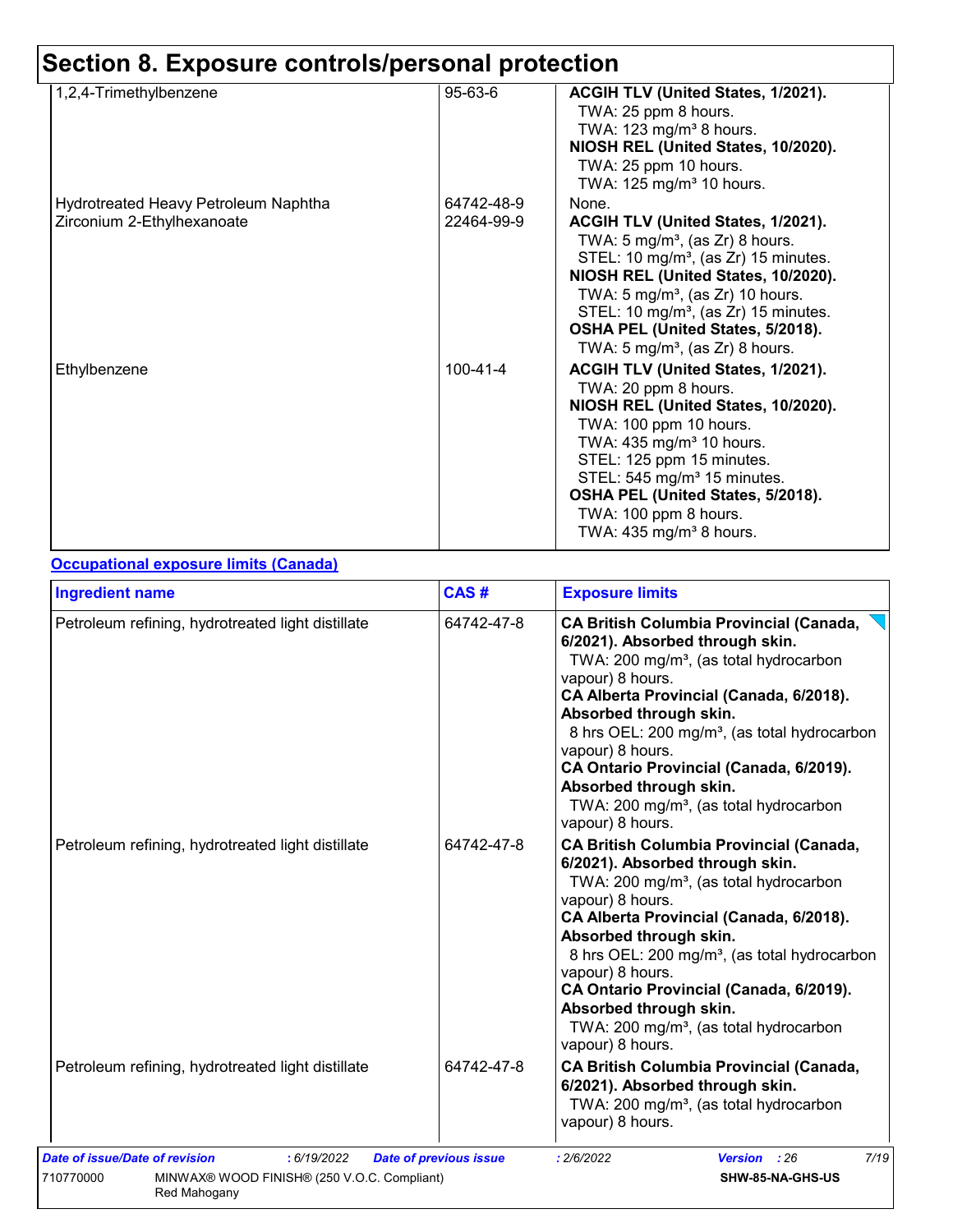# Section 8. Exposure controls/personal protection

| | | |
|---|---|---|
| 1,2,4-Trimethylbenzene | 95-63-6 | **ACGIH TLV (United States, 1/2021).**<br>TWA: 25 ppm 8 hours.<br>TWA: 123 mg/m³ 8 hours.<br>**NIOSH REL (United States, 10/2020).**<br>TWA: 25 ppm 10 hours.<br>TWA: 125 mg/m³ 10 hours. |
| Hydrotreated Heavy Petroleum Naphtha | 64742-48-9 | None. |
| Zirconium 2-Ethylhexanoate | 22464-99-9 | **ACGIH TLV (United States, 1/2021).**<br>TWA: 5 mg/m³, (as Zr) 8 hours.<br>STEL: 10 mg/m³, (as Zr) 15 minutes.<br>**NIOSH REL (United States, 10/2020).**<br>TWA: 5 mg/m³, (as Zr) 10 hours.<br>STEL: 10 mg/m³, (as Zr) 15 minutes.<br>**OSHA PEL (United States, 5/2018).**<br>TWA: 5 mg/m³, (as Zr) 8 hours. |
| Ethylbenzene | 100-41-4 | **ACGIH TLV (United States, 1/2021).**<br>TWA: 20 ppm 8 hours.<br>**NIOSH REL (United States, 10/2020).**<br>TWA: 100 ppm 10 hours.<br>TWA: 435 mg/m³ 10 hours.<br>STEL: 125 ppm 15 minutes.<br>STEL: 545 mg/m³ 15 minutes.<br>**OSHA PEL (United States, 5/2018).**<br>TWA: 100 ppm 8 hours.<br>TWA: 435 mg/m³ 8 hours. |

**Occupational exposure limits (Canada)**

| Ingredient name | CAS # | Exposure limits |
|---|---|---|
| Petroleum refining, hydrotreated light distillate | 64742-47-8 | **CA British Columbia Provincial (Canada, 6/2021). Absorbed through skin.**<br>TWA: 200 mg/m³, (as total hydrocarbon vapour) 8 hours.<br>**CA Alberta Provincial (Canada, 6/2018). Absorbed through skin.**<br>8 hrs OEL: 200 mg/m³, (as total hydrocarbon vapour) 8 hours.<br>**CA Ontario Provincial (Canada, 6/2019). Absorbed through skin.**<br>TWA: 200 mg/m³, (as total hydrocarbon vapour) 8 hours. |
| Petroleum refining, hydrotreated light distillate | 64742-47-8 | **CA British Columbia Provincial (Canada, 6/2021). Absorbed through skin.**<br>TWA: 200 mg/m³, (as total hydrocarbon vapour) 8 hours.<br>**CA Alberta Provincial (Canada, 6/2018). Absorbed through skin.**<br>8 hrs OEL: 200 mg/m³, (as total hydrocarbon vapour) 8 hours.<br>**CA Ontario Provincial (Canada, 6/2019). Absorbed through skin.**<br>TWA: 200 mg/m³, (as total hydrocarbon vapour) 8 hours. |
| Petroleum refining, hydrotreated light distillate | 64742-47-8 | **CA British Columbia Provincial (Canada, 6/2021). Absorbed through skin.**<br>TWA: 200 mg/m³, (as total hydrocarbon vapour) 8 hours. |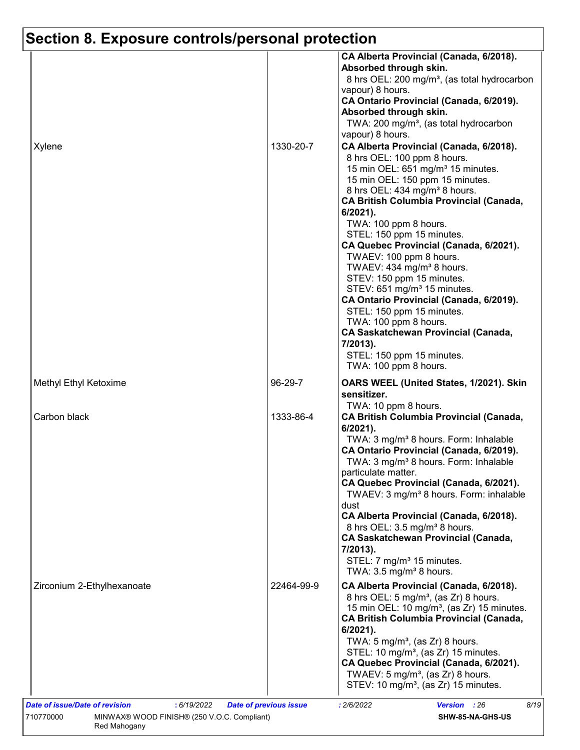## Section 8. Exposure controls/personal protection

| | | |
|---|---|---|
| | | **CA Alberta Provincial (Canada, 6/2018). Absorbed through skin.**<br>8 hrs OEL: 200 mg/m³, (as total hydrocarbon vapour) 8 hours.<br>**CA Ontario Provincial (Canada, 6/2019). Absorbed through skin.**<br>TWA: 200 mg/m³, (as total hydrocarbon vapour) 8 hours. |
| Xylene | 1330-20-7 | **CA Alberta Provincial (Canada, 6/2018).**<br>8 hrs OEL: 100 ppm 8 hours.<br>15 min OEL: 651 mg/m³ 15 minutes.<br>15 min OEL: 150 ppm 15 minutes.<br>8 hrs OEL: 434 mg/m³ 8 hours.<br>**CA British Columbia Provincial (Canada, 6/2021).**<br>TWA: 100 ppm 8 hours.<br>STEL: 150 ppm 15 minutes.<br>**CA Quebec Provincial (Canada, 6/2021).**<br>TWAEV: 100 ppm 8 hours.<br>TWAEV: 434 mg/m³ 8 hours.<br>STEV: 150 ppm 15 minutes.<br>STEV: 651 mg/m³ 15 minutes.<br>**CA Ontario Provincial (Canada, 6/2019).**<br>STEL: 150 ppm 15 minutes.<br>TWA: 100 ppm 8 hours.<br>**CA Saskatchewan Provincial (Canada, 7/2013).**<br>STEL: 150 ppm 15 minutes.<br>TWA: 100 ppm 8 hours. |
| Methyl Ethyl Ketoxime | 96-29-7 | **OARS WEEL (United States, 1/2021). Skin sensitizer.**<br>TWA: 10 ppm 8 hours. |
| Carbon black | 1333-86-4 | **CA British Columbia Provincial (Canada, 6/2021).**<br>TWA: 3 mg/m³ 8 hours. Form: Inhalable<br>**CA Ontario Provincial (Canada, 6/2019).**<br>TWA: 3 mg/m³ 8 hours. Form: Inhalable particulate matter.<br>**CA Quebec Provincial (Canada, 6/2021).**<br>TWAEV: 3 mg/m³ 8 hours. Form: inhalable dust<br>**CA Alberta Provincial (Canada, 6/2018).**<br>8 hrs OEL: 3.5 mg/m³ 8 hours.<br>**CA Saskatchewan Provincial (Canada, 7/2013).**<br>STEL: 7 mg/m³ 15 minutes.<br>TWA: 3.5 mg/m³ 8 hours. |
| Zirconium 2-Ethylhexanoate | 22464-99-9 | **CA Alberta Provincial (Canada, 6/2018).**<br>8 hrs OEL: 5 mg/m³, (as Zr) 8 hours.<br>15 min OEL: 10 mg/m³, (as Zr) 15 minutes.<br>**CA British Columbia Provincial (Canada, 6/2021).**<br>TWA: 5 mg/m³, (as Zr) 8 hours.<br>STEL: 10 mg/m³, (as Zr) 15 minutes.<br>**CA Quebec Provincial (Canada, 6/2021).**<br>TWAEV: 5 mg/m³, (as Zr) 8 hours.<br>STEV: 10 mg/m³, (as Zr) 15 minutes. |

*Date of issue/Date of revision* : 6/19/2022 *Date of previous issue* : 2/6/2022 *Version* : 26

710770000 MINWAX® WOOD FINISH® (250 V.O.C. Compliant) Red Mahogany **SHW-85-NA-GHS-US**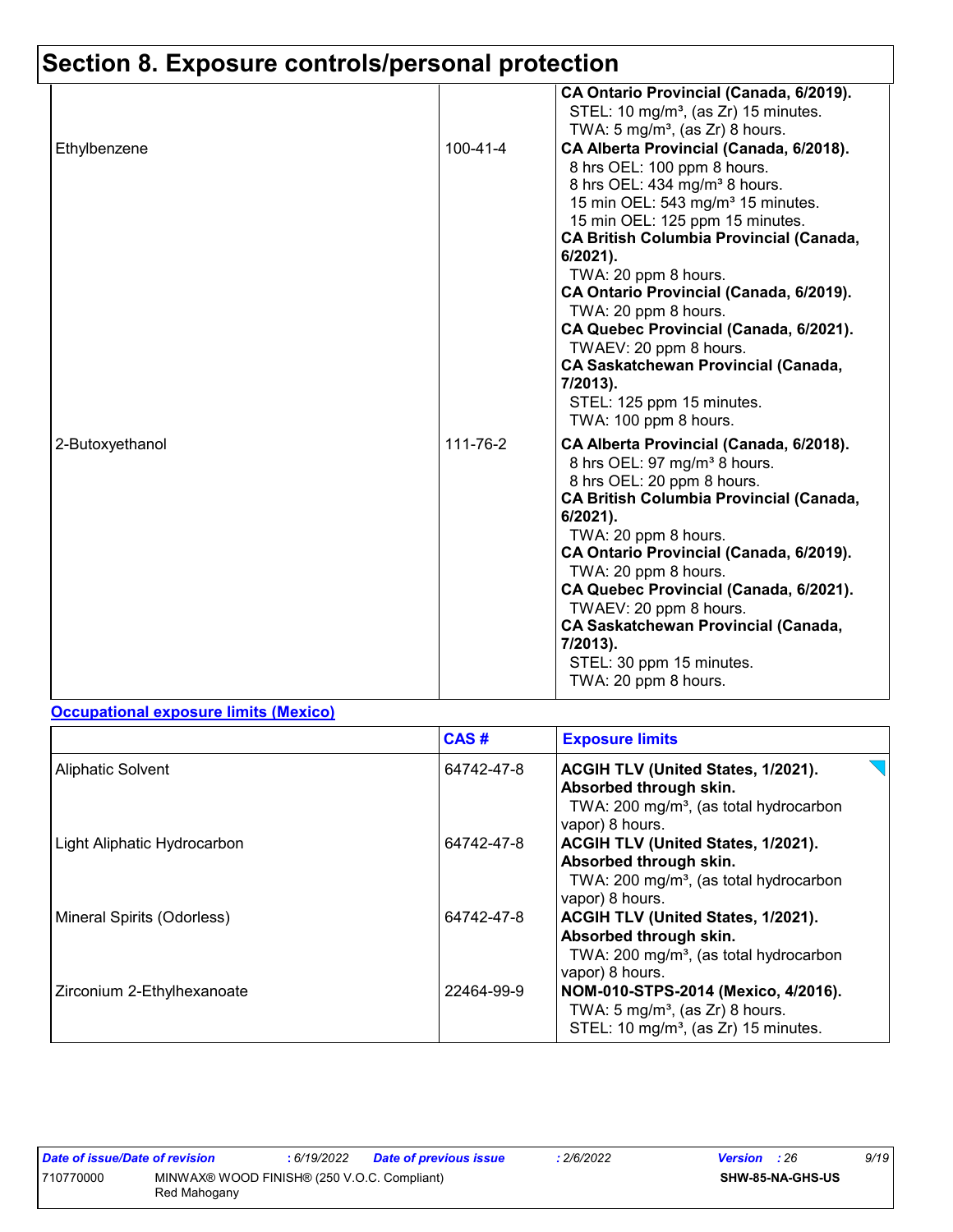## Section 8. Exposure controls/personal protection

| | | |
|---|---|---|
| | | **CA Ontario Provincial (Canada, 6/2019).**<br>STEL: 10 mg/m³, (as Zr) 15 minutes.<br>TWA: 5 mg/m³, (as Zr) 8 hours. |
| Ethylbenzene | 100-41-4 | **CA Alberta Provincial (Canada, 6/2018).**<br>8 hrs OEL: 100 ppm 8 hours.<br>8 hrs OEL: 434 mg/m³ 8 hours.<br>15 min OEL: 543 mg/m³ 15 minutes.<br>15 min OEL: 125 ppm 15 minutes.<br>**CA British Columbia Provincial (Canada, 6/2021).**<br>TWA: 20 ppm 8 hours.<br>**CA Ontario Provincial (Canada, 6/2019).**<br>TWA: 20 ppm 8 hours.<br>**CA Quebec Provincial (Canada, 6/2021).**<br>TWAEV: 20 ppm 8 hours.<br>**CA Saskatchewan Provincial (Canada, 7/2013).**<br>STEL: 125 ppm 15 minutes.<br>TWA: 100 ppm 8 hours. |
| 2-Butoxyethanol | 111-76-2 | **CA Alberta Provincial (Canada, 6/2018).**<br>8 hrs OEL: 97 mg/m³ 8 hours.<br>8 hrs OEL: 20 ppm 8 hours.<br>**CA British Columbia Provincial (Canada, 6/2021).**<br>TWA: 20 ppm 8 hours.<br>**CA Ontario Provincial (Canada, 6/2019).**<br>TWA: 20 ppm 8 hours.<br>**CA Quebec Provincial (Canada, 6/2021).**<br>TWAEV: 20 ppm 8 hours.<br>**CA Saskatchewan Provincial (Canada, 7/2013).**<br>STEL: 30 ppm 15 minutes.<br>TWA: 20 ppm 8 hours. |

**Occupational exposure limits (Mexico)**

| | CAS # | Exposure limits |
|---|---|---|
| Aliphatic Solvent | 64742-47-8 | **ACGIH TLV (United States, 1/2021). Absorbed through skin.**<br>TWA: 200 mg/m³, (as total hydrocarbon vapor) 8 hours. |
| Light Aliphatic Hydrocarbon | 64742-47-8 | **ACGIH TLV (United States, 1/2021). Absorbed through skin.**<br>TWA: 200 mg/m³, (as total hydrocarbon vapor) 8 hours. |
| Mineral Spirits (Odorless) | 64742-47-8 | **ACGIH TLV (United States, 1/2021). Absorbed through skin.**<br>TWA: 200 mg/m³, (as total hydrocarbon vapor) 8 hours. |
| Zirconium 2-Ethylhexanoate | 22464-99-9 | **NOM-010-STPS-2014 (Mexico, 4/2016).**<br>TWA: 5 mg/m³, (as Zr) 8 hours.<br>STEL: 10 mg/m³, (as Zr) 15 minutes. |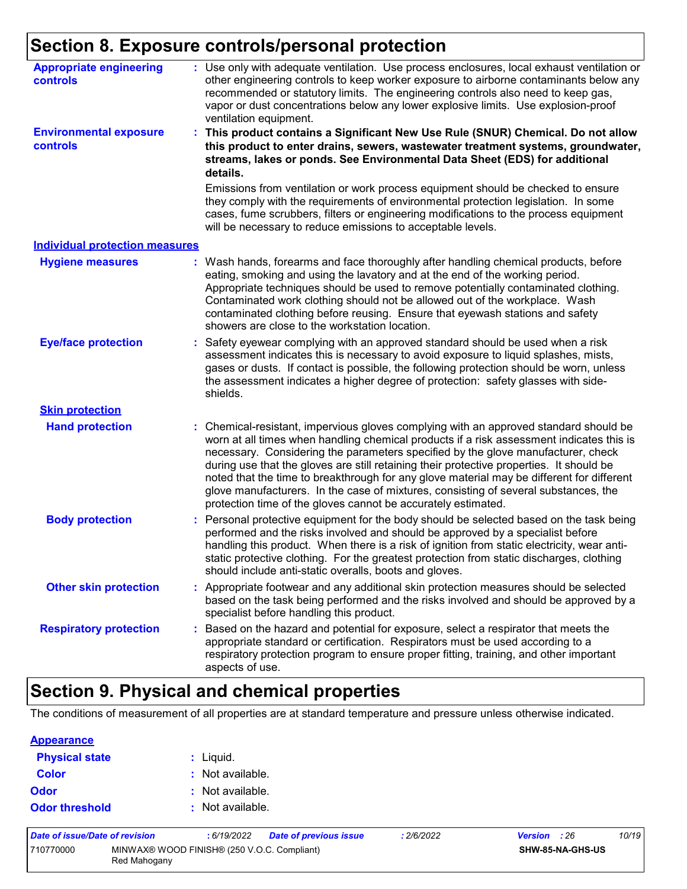# Section 8. Exposure controls/personal protection

**Appropriate engineering controls** : Use only with adequate ventilation. Use process enclosures, local exhaust ventilation or other engineering controls to keep worker exposure to airborne contaminants below any recommended or statutory limits. The engineering controls also need to keep gas, vapor or dust concentrations below any lower explosive limits. Use explosion-proof ventilation equipment.

**Environmental exposure controls** : **This product contains a Significant New Use Rule (SNUR) Chemical. Do not allow this product to enter drains, sewers, wastewater treatment systems, groundwater, streams, lakes or ponds. See Environmental Data Sheet (EDS) for additional details.**

Emissions from ventilation or work process equipment should be checked to ensure they comply with the requirements of environmental protection legislation. In some cases, fume scrubbers, filters or engineering modifications to the process equipment will be necessary to reduce emissions to acceptable levels.

## Individual protection measures

**Hygiene measures** : Wash hands, forearms and face thoroughly after handling chemical products, before eating, smoking and using the lavatory and at the end of the working period. Appropriate techniques should be used to remove potentially contaminated clothing. Contaminated work clothing should not be allowed out of the workplace. Wash contaminated clothing before reusing. Ensure that eyewash stations and safety showers are close to the workstation location.

**Eye/face protection** : Safety eyewear complying with an approved standard should be used when a risk assessment indicates this is necessary to avoid exposure to liquid splashes, mists, gases or dusts. If contact is possible, the following protection should be worn, unless the assessment indicates a higher degree of protection: safety glasses with side-shields.

### Skin protection

**Hand protection** : Chemical-resistant, impervious gloves complying with an approved standard should be worn at all times when handling chemical products if a risk assessment indicates this is necessary. Considering the parameters specified by the glove manufacturer, check during use that the gloves are still retaining their protective properties. It should be noted that the time to breakthrough for any glove material may be different for different glove manufacturers. In the case of mixtures, consisting of several substances, the protection time of the gloves cannot be accurately estimated.

**Body protection** : Personal protective equipment for the body should be selected based on the task being performed and the risks involved and should be approved by a specialist before handling this product. When there is a risk of ignition from static electricity, wear anti-static protective clothing. For the greatest protection from static discharges, clothing should include anti-static overalls, boots and gloves.

**Other skin protection** : Appropriate footwear and any additional skin protection measures should be selected based on the task being performed and the risks involved and should be approved by a specialist before handling this product.

**Respiratory protection** : Based on the hazard and potential for exposure, select a respirator that meets the appropriate standard or certification. Respirators must be used according to a respiratory protection program to ensure proper fitting, training, and other important aspects of use.

# Section 9. Physical and chemical properties

The conditions of measurement of all properties are at standard temperature and pressure unless otherwise indicated.

## Appearance

**Physical state** : Liquid.

**Color** : Not available.

**Odor** : Not available.

**Odor threshold** : Not available.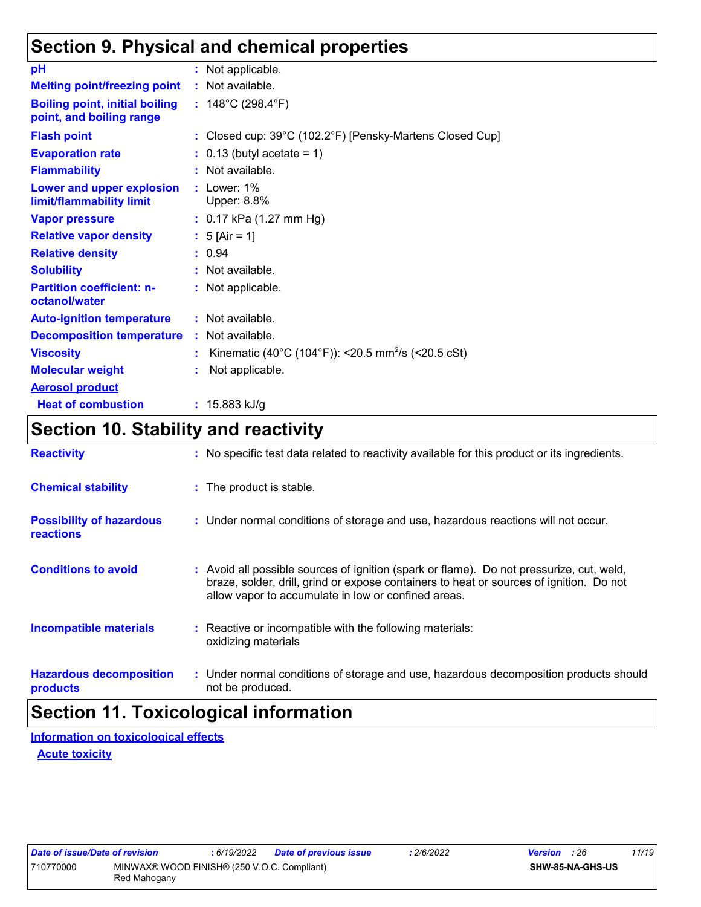## Section 9. Physical and chemical properties

| | |
|---|---|
| **pH** | : Not applicable. |
| **Melting point/freezing point** | : Not available. |
| **Boiling point, initial boiling point, and boiling range** | : 148°C (298.4°F) |
| **Flash point** | : Closed cup: 39°C (102.2°F) [Pensky-Martens Closed Cup] |
| **Evaporation rate** | : 0.13 (butyl acetate = 1) |
| **Flammability** | : Not available. |
| **Lower and upper explosion limit/flammability limit** | : Lower: 1%<br>Upper: 8.8% |
| **Vapor pressure** | : 0.17 kPa (1.27 mm Hg) |
| **Relative vapor density** | : 5 [Air = 1] |
| **Relative density** | : 0.94 |
| **Solubility** | : Not available. |
| **Partition coefficient: n-octanol/water** | : Not applicable. |
| **Auto-ignition temperature** | : Not available. |
| **Decomposition temperature** | : Not available. |
| **Viscosity** | : Kinematic (40°C (104°F)): <20.5 $mm^2/s$ (<20.5 cSt) |
| **Molecular weight** | : Not applicable. |
| **Aerosol product** | |
| **Heat of combustion** | : 15.883 kJ/g |

## Section 10. Stability and reactivity

| | |
|---|---|
| **Reactivity** | : No specific test data related to reactivity available for this product or its ingredients. |
| **Chemical stability** | : The product is stable. |
| **Possibility of hazardous reactions** | : Under normal conditions of storage and use, hazardous reactions will not occur. |
| **Conditions to avoid** | : Avoid all possible sources of ignition (spark or flame). Do not pressurize, cut, weld, braze, solder, drill, grind or expose containers to heat or sources of ignition. Do not allow vapor to accumulate in low or confined areas. |
| **Incompatible materials** | : Reactive or incompatible with the following materials:<br>oxidizing materials |
| **Hazardous decomposition products** | : Under normal conditions of storage and use, hazardous decomposition products should not be produced. |

## Section 11. Toxicological information

**Information on toxicological effects**

**Acute toxicity**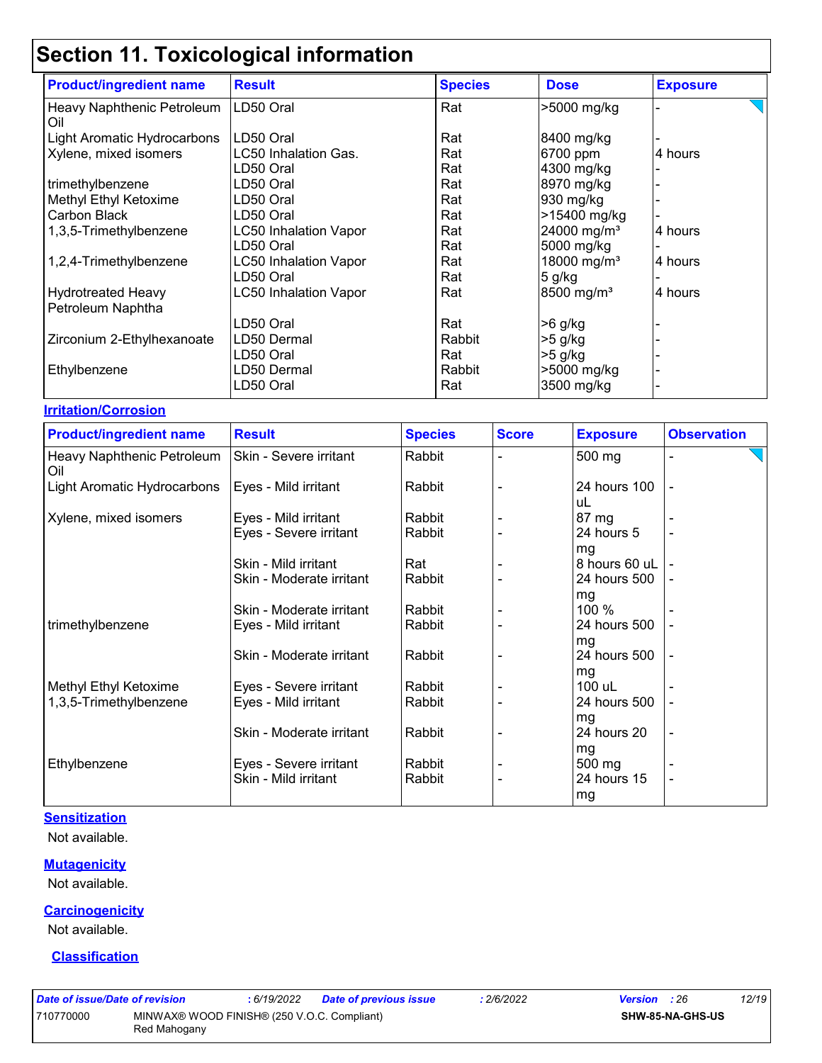# Section 11. Toxicological information

| Product/ingredient name | Result | Species | Dose | Exposure |
|---|---|---|---|---|
| Heavy Naphthenic Petroleum Oil | LD50 Oral | Rat | >5000 mg/kg | - |
| Light Aromatic Hydrocarbons | LD50 Oral | Rat | 8400 mg/kg | - |
| Xylene, mixed isomers | LC50 Inhalation Gas. | Rat | 6700 ppm | 4 hours |
| | LD50 Oral | Rat | 4300 mg/kg | - |
| trimethylbenzene | LD50 Oral | Rat | 8970 mg/kg | - |
| Methyl Ethyl Ketoxime | LD50 Oral | Rat | 930 mg/kg | - |
| Carbon Black | LD50 Oral | Rat | >15400 mg/kg | - |
| 1,3,5-Trimethylbenzene | LC50 Inhalation Vapor | Rat | 24000 mg/m³ | 4 hours |
| | LD50 Oral | Rat | 5000 mg/kg | - |
| 1,2,4-Trimethylbenzene | LC50 Inhalation Vapor | Rat | 18000 mg/m³ | 4 hours |
| | LD50 Oral | Rat | 5 g/kg | - |
| Hydrotreated Heavy Petroleum Naphtha | LC50 Inhalation Vapor | Rat | 8500 mg/m³ | 4 hours |
| | LD50 Oral | Rat | >6 g/kg | - |
| Zirconium 2-Ethylhexanoate | LD50 Dermal | Rabbit | >5 g/kg | - |
| | LD50 Oral | Rat | >5 g/kg | - |
| Ethylbenzene | LD50 Dermal | Rabbit | >5000 mg/kg | - |
| | LD50 Oral | Rat | 3500 mg/kg | - |

**Irritation/Corrosion**

| Product/ingredient name | Result | Species | Score | Exposure | Observation |
|---|---|---|---|---|---|
| Heavy Naphthenic Petroleum Oil | Skin - Severe irritant | Rabbit | - | 500 mg | - |
| Light Aromatic Hydrocarbons | Eyes - Mild irritant | Rabbit | - | 24 hours 100 uL | - |
| Xylene, mixed isomers | Eyes - Mild irritant | Rabbit | - | 87 mg | - |
| | Eyes - Severe irritant | Rabbit | - | 24 hours 5 mg | - |
| | Skin - Mild irritant | Rat | - | 8 hours 60 uL | - |
| | Skin - Moderate irritant | Rabbit | - | 24 hours 500 mg | - |
| | Skin - Moderate irritant | Rabbit | - | 100 % | - |
| trimethylbenzene | Eyes - Mild irritant | Rabbit | - | 24 hours 500 mg | - |
| | Skin - Moderate irritant | Rabbit | - | 24 hours 500 mg | - |
| Methyl Ethyl Ketoxime | Eyes - Severe irritant | Rabbit | - | 100 uL | - |
| 1,3,5-Trimethylbenzene | Eyes - Mild irritant | Rabbit | - | 24 hours 500 mg | - |
| | Skin - Moderate irritant | Rabbit | - | 24 hours 20 mg | - |
| Ethylbenzene | Eyes - Severe irritant | Rabbit | - | 500 mg | - |
| | Skin - Mild irritant | Rabbit | - | 24 hours 15 mg | - |

**Sensitization**

Not available.

**Mutagenicity**

Not available.

**Carcinogenicity**

Not available.

**Classification**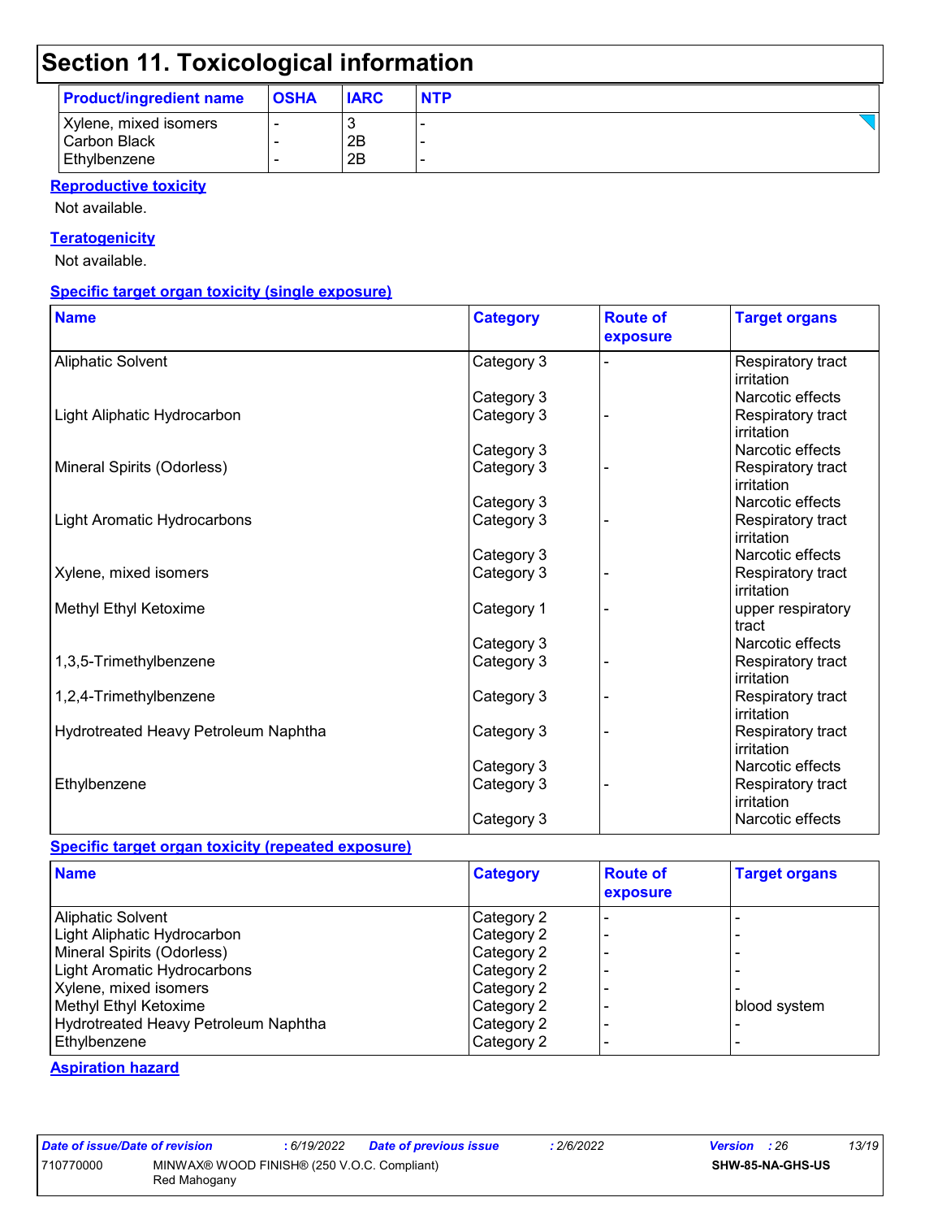# Section 11. Toxicological information

| Product/ingredient name | OSHA | IARC | NTP |
|---|---|---|---|
| Xylene, mixed isomers | - | 3 | - |
| Carbon Black | - | 2B | - |
| Ethylbenzene | - | 2B | - |

**Reproductive toxicity**

Not available.

**Teratogenicity**

Not available.

**Specific target organ toxicity (single exposure)**

| Name | Category | Route of exposure | Target organs |
|---|---|---|---|
| Aliphatic Solvent | Category 3 | - | Respiratory tract irritation |
| | Category 3 | | Narcotic effects |
| Light Aliphatic Hydrocarbon | Category 3 | - | Respiratory tract irritation |
| | Category 3 | | Narcotic effects |
| Mineral Spirits (Odorless) | Category 3 | - | Respiratory tract irritation |
| | Category 3 | | Narcotic effects |
| Light Aromatic Hydrocarbons | Category 3 | - | Respiratory tract irritation |
| | Category 3 | | Narcotic effects |
| Xylene, mixed isomers | Category 3 | - | Respiratory tract irritation |
| Methyl Ethyl Ketoxime | Category 1 | - | upper respiratory tract |
| | Category 3 | | Narcotic effects |
| 1,3,5-Trimethylbenzene | Category 3 | - | Respiratory tract irritation |
| 1,2,4-Trimethylbenzene | Category 3 | - | Respiratory tract irritation |
| Hydrotreated Heavy Petroleum Naphtha | Category 3 | - | Respiratory tract irritation |
| | Category 3 | | Narcotic effects |
| Ethylbenzene | Category 3 | - | Respiratory tract irritation |
| | Category 3 | | Narcotic effects |

**Specific target organ toxicity (repeated exposure)**

| Name | Category | Route of exposure | Target organs |
|---|---|---|---|
| Aliphatic Solvent | Category 2 | - | - |
| Light Aliphatic Hydrocarbon | Category 2 | - | - |
| Mineral Spirits (Odorless) | Category 2 | - | - |
| Light Aromatic Hydrocarbons | Category 2 | - | - |
| Xylene, mixed isomers | Category 2 | - | - |
| Methyl Ethyl Ketoxime | Category 2 | - | blood system |
| Hydrotreated Heavy Petroleum Naphtha | Category 2 | - | - |
| Ethylbenzene | Category 2 | - | - |

**Aspiration hazard**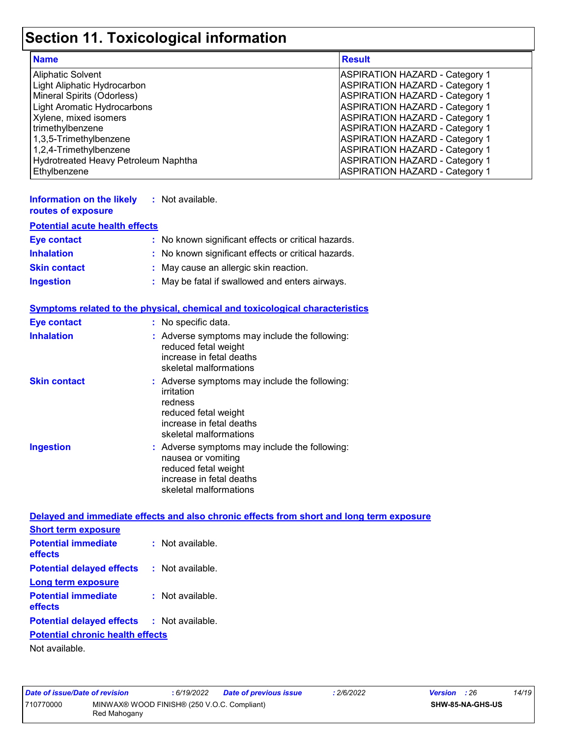# Section 11. Toxicological information

| Name | Result |
|---|---|
| Aliphatic Solvent | ASPIRATION HAZARD - Category 1 |
| Light Aliphatic Hydrocarbon | ASPIRATION HAZARD - Category 1 |
| Mineral Spirits (Odorless) | ASPIRATION HAZARD - Category 1 |
| Light Aromatic Hydrocarbons | ASPIRATION HAZARD - Category 1 |
| Xylene, mixed isomers | ASPIRATION HAZARD - Category 1 |
| trimethylbenzene | ASPIRATION HAZARD - Category 1 |
| 1,3,5-Trimethylbenzene | ASPIRATION HAZARD - Category 1 |
| 1,2,4-Trimethylbenzene | ASPIRATION HAZARD - Category 1 |
| Hydrotreated Heavy Petroleum Naphtha | ASPIRATION HAZARD - Category 1 |
| Ethylbenzene | ASPIRATION HAZARD - Category 1 |

**Information on the likely routes of exposure** : Not available.

**Potential acute health effects**

**Eye contact** : No known significant effects or critical hazards.

**Inhalation** : No known significant effects or critical hazards.

**Skin contact** : May cause an allergic skin reaction.

**Ingestion** : May be fatal if swallowed and enters airways.

**Symptoms related to the physical, chemical and toxicological characteristics**

**Eye contact** : No specific data.

**Inhalation** : Adverse symptoms may include the following:
reduced fetal weight
increase in fetal deaths
skeletal malformations

**Skin contact** : Adverse symptoms may include the following:
irritation
redness
reduced fetal weight
increase in fetal deaths
skeletal malformations

**Ingestion** : Adverse symptoms may include the following:
nausea or vomiting
reduced fetal weight
increase in fetal deaths
skeletal malformations

**Delayed and immediate effects and also chronic effects from short and long term exposure**

**Short term exposure**

**Potential immediate effects** : Not available.

**Potential delayed effects** : Not available.

**Long term exposure**

**Potential immediate effects** : Not available.

**Potential delayed effects** : Not available.

**Potential chronic health effects**

Not available.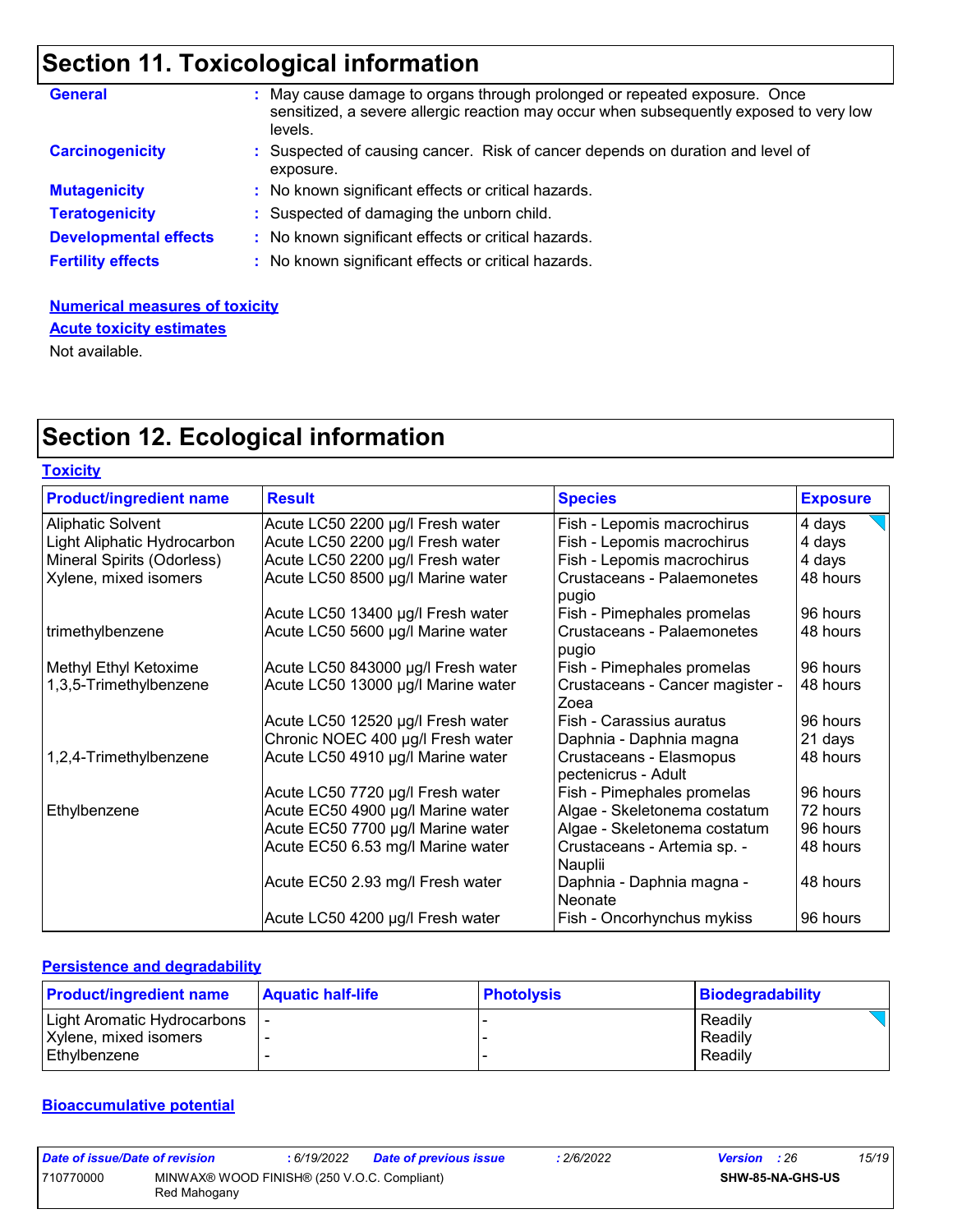## Section 11. Toxicological information

**General** : May cause damage to organs through prolonged or repeated exposure. Once sensitized, a severe allergic reaction may occur when subsequently exposed to very low levels.

**Carcinogenicity** : Suspected of causing cancer. Risk of cancer depends on duration and level of exposure.

**Mutagenicity** : No known significant effects or critical hazards.

**Teratogenicity** : Suspected of damaging the unborn child.

**Developmental effects** : No known significant effects or critical hazards.

**Fertility effects** : No known significant effects or critical hazards.

**Numerical measures of toxicity**

**Acute toxicity estimates**

Not available.

## Section 12. Ecological information

**Toxicity**

| Product/ingredient name | Result | Species | Exposure |
|---|---|---|---|
| Aliphatic Solvent | Acute LC50 2200 µg/l Fresh water | Fish - Lepomis macrochirus | 4 days |
| Light Aliphatic Hydrocarbon | Acute LC50 2200 µg/l Fresh water | Fish - Lepomis macrochirus | 4 days |
| Mineral Spirits (Odorless) | Acute LC50 2200 µg/l Fresh water | Fish - Lepomis macrochirus | 4 days |
| Xylene, mixed isomers | Acute LC50 8500 µg/l Marine water | Crustaceans - Palaemonetes pugio | 48 hours |
| | Acute LC50 13400 µg/l Fresh water | Fish - Pimephales promelas | 96 hours |
| trimethylbenzene | Acute LC50 5600 µg/l Marine water | Crustaceans - Palaemonetes pugio | 48 hours |
| Methyl Ethyl Ketoxime | Acute LC50 843000 µg/l Fresh water | Fish - Pimephales promelas | 96 hours |
| 1,3,5-Trimethylbenzene | Acute LC50 13000 µg/l Marine water | Crustaceans - Cancer magister - Zoea | 48 hours |
| | Acute LC50 12520 µg/l Fresh water | Fish - Carassius auratus | 96 hours |
| | Chronic NOEC 400 µg/l Fresh water | Daphnia - Daphnia magna | 21 days |
| 1,2,4-Trimethylbenzene | Acute LC50 4910 µg/l Marine water | Crustaceans - Elasmopus pectenicrus - Adult | 48 hours |
| | Acute LC50 7720 µg/l Fresh water | Fish - Pimephales promelas | 96 hours |
| Ethylbenzene | Acute EC50 4900 µg/l Marine water | Algae - Skeletonema costatum | 72 hours |
| | Acute EC50 7700 µg/l Marine water | Algae - Skeletonema costatum | 96 hours |
| | Acute EC50 6.53 mg/l Marine water | Crustaceans - Artemia sp. - Nauplii | 48 hours |
| | Acute EC50 2.93 mg/l Fresh water | Daphnia - Daphnia magna - Neonate | 48 hours |
| | Acute LC50 4200 µg/l Fresh water | Fish - Oncorhynchus mykiss | 96 hours |

**Persistence and degradability**

| Product/ingredient name | Aquatic half-life | Photolysis | Biodegradability |
|---|---|---|---|
| Light Aromatic Hydrocarbons | - | - | Readily |
| Xylene, mixed isomers | - | - | Readily |
| Ethylbenzene | - | - | Readily |

**Bioaccumulative potential**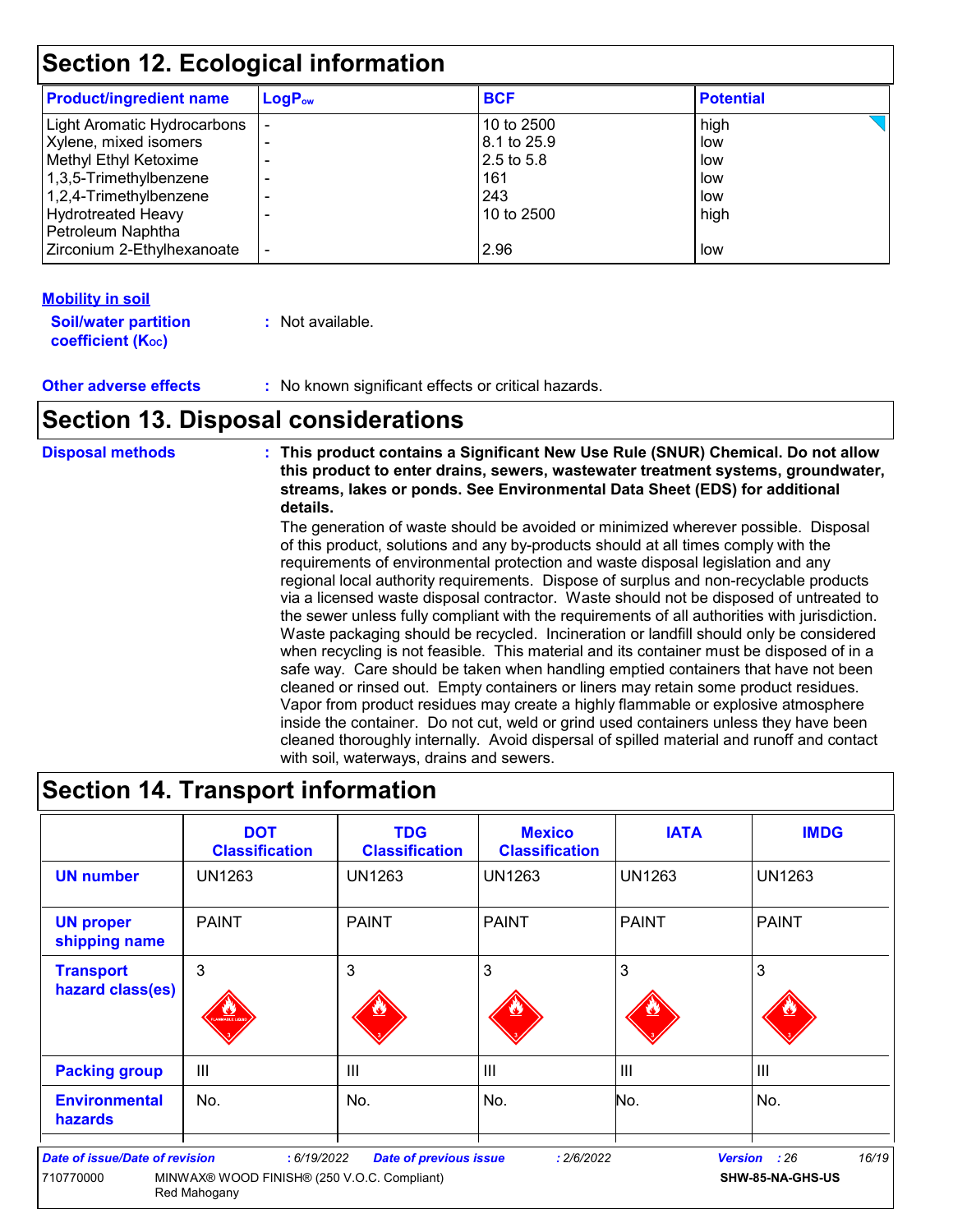## Section 12. Ecological information

| Product/ingredient name | $LogP_{ow}$ | BCF | Potential |
|---|---|---|---|
| Light Aromatic Hydrocarbons | - | 10 to 2500 | high |
| Xylene, mixed isomers | - | 8.1 to 25.9 | low |
| Methyl Ethyl Ketoxime | - | 2.5 to 5.8 | low |
| 1,3,5-Trimethylbenzene | - | 161 | low |
| 1,2,4-Trimethylbenzene | - | 243 | low |
| Hydrotreated Heavy Petroleum Naphtha | - | 10 to 2500 | high |
| Zirconium 2-Ethylhexanoate | - | 2.96 | low |

**Mobility in soil**

**Soil/water partition coefficient ($K_{OC}$)** : Not available.

**Other adverse effects** : No known significant effects or critical hazards.

## Section 13. Disposal considerations

**Disposal methods** : **This product contains a Significant New Use Rule (SNUR) Chemical. Do not allow this product to enter drains, sewers, wastewater treatment systems, groundwater, streams, lakes or ponds. See Environmental Data Sheet (EDS) for additional details.**

The generation of waste should be avoided or minimized wherever possible. Disposal of this product, solutions and any by-products should at all times comply with the requirements of environmental protection and waste disposal legislation and any regional local authority requirements. Dispose of surplus and non-recyclable products via a licensed waste disposal contractor. Waste should not be disposed of untreated to the sewer unless fully compliant with the requirements of all authorities with jurisdiction. Waste packaging should be recycled. Incineration or landfill should only be considered when recycling is not feasible. This material and its container must be disposed of in a safe way. Care should be taken when handling emptied containers that have not been cleaned or rinsed out. Empty containers or liners may retain some product residues. Vapor from product residues may create a highly flammable or explosive atmosphere inside the container. Do not cut, weld or grind used containers unless they have been cleaned thoroughly internally. Avoid dispersal of spilled material and runoff and contact with soil, waterways, drains and sewers.

## Section 14. Transport information

| | DOT Classification | TDG Classification | Mexico Classification | IATA | IMDG |
|---|---|---|---|---|---|
| **UN number** | UN1263 | UN1263 | UN1263 | UN1263 | UN1263 |
| **UN proper shipping name** | PAINT | PAINT | PAINT | PAINT | PAINT |
| **Transport hazard class(es)** | 3 | 3 | 3 | 3 | 3 |
| **Packing group** | III | III | III | III | III |
| **Environmental hazards** | No. | No. | No. | No. | No. |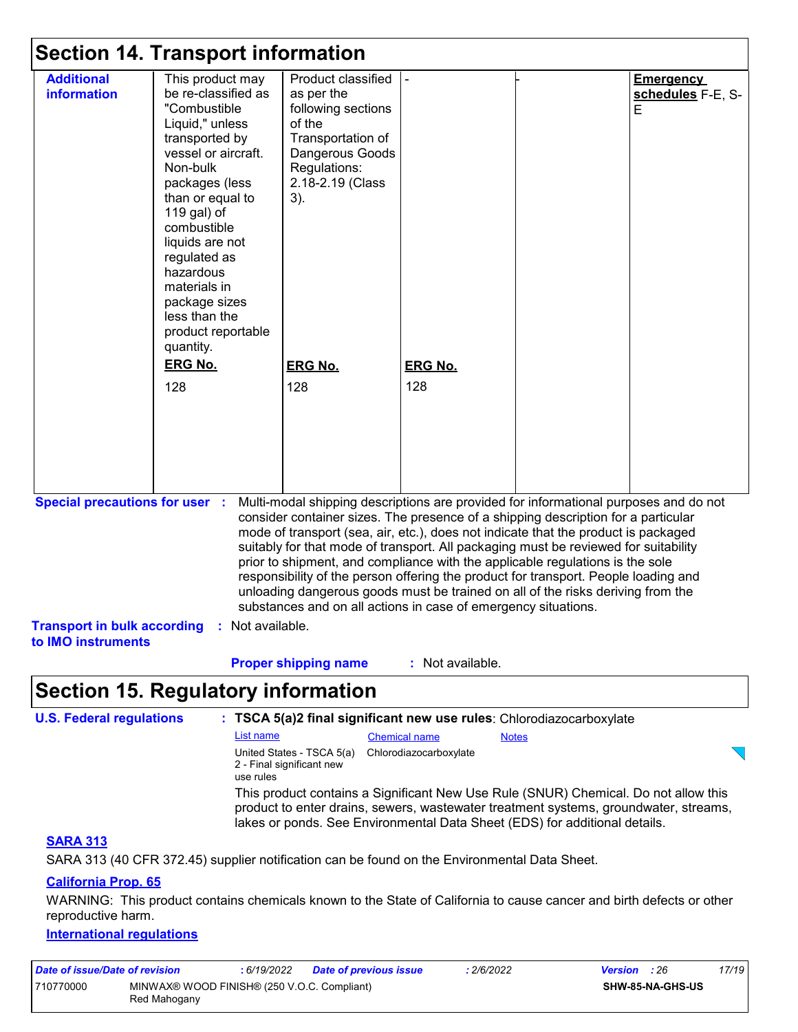## Section 14. Transport information

| | | | | | |
|---|---|---|---|---|---|
| **Additional information** | This product may be re-classified as "Combustible Liquid," unless transported by vessel or aircraft. Non-bulk packages (less than or equal to 119 gal) of combustible liquids are not regulated as hazardous materials in package sizes less than the product reportable quantity.<br>**ERG No.**<br>128 | Product classified as per the following sections of the Transportation of Dangerous Goods Regulations: 2.18-2.19 (Class 3).<br>**ERG No.**<br>128 | -<br>**ERG No.**<br>128 | - | **Emergency schedules** F-E, S-E |

**Special precautions for user** : Multi-modal shipping descriptions are provided for informational purposes and do not consider container sizes. The presence of a shipping description for a particular mode of transport (sea, air, etc.), does not indicate that the product is packaged suitably for that mode of transport. All packaging must be reviewed for suitability prior to shipment, and compliance with the applicable regulations is the sole responsibility of the person offering the product for transport. People loading and unloading dangerous goods must be trained on all of the risks deriving from the substances and on all actions in case of emergency situations.

**Transport in bulk according to IMO instruments** : Not available.

**Proper shipping name** : Not available.

## Section 15. Regulatory information

**U.S. Federal regulations** : **TSCA 5(a)2 final significant new use rules**: Chlorodiazocarboxylate

| List name | Chemical name | Notes |
|---|---|---|
| United States - TSCA 5(a) 2 - Final significant new use rules | Chlorodiazocarboxylate | |

This product contains a Significant New Use Rule (SNUR) Chemical. Do not allow this product to enter drains, sewers, wastewater treatment systems, groundwater, streams, lakes or ponds. See Environmental Data Sheet (EDS) for additional details.

**SARA 313**

SARA 313 (40 CFR 372.45) supplier notification can be found on the Environmental Data Sheet.

**California Prop. 65**

WARNING: This product contains chemicals known to the State of California to cause cancer and birth defects or other reproductive harm.

**International regulations**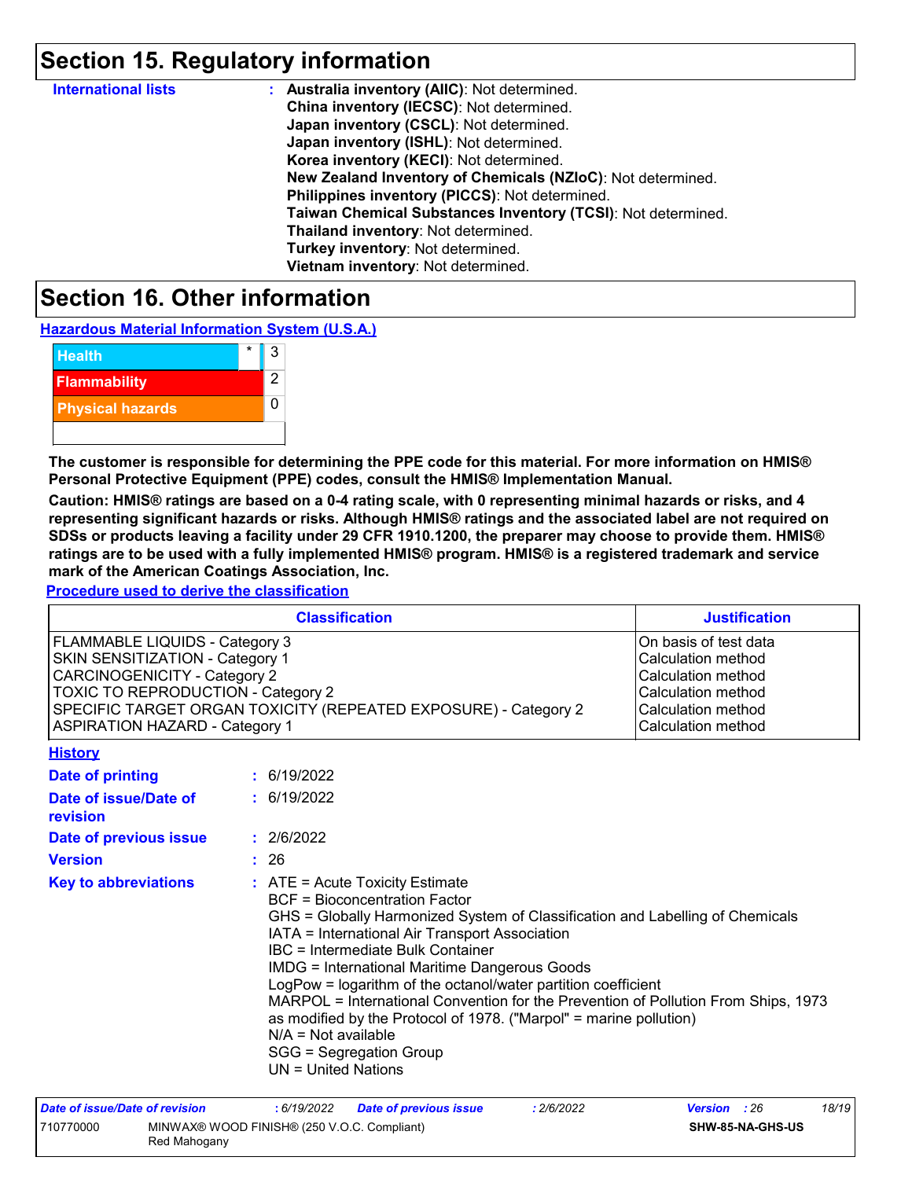## Section 15. Regulatory information

**International lists** :
**Australia inventory (AIIC)**: Not determined.
**China inventory (IECSC)**: Not determined.
**Japan inventory (CSCL)**: Not determined.
**Japan inventory (ISHL)**: Not determined.
**Korea inventory (KECI)**: Not determined.
**New Zealand Inventory of Chemicals (NZIoC)**: Not determined.
**Philippines inventory (PICCS)**: Not determined.
**Taiwan Chemical Substances Inventory (TCSI)**: Not determined.
**Thailand inventory**: Not determined.
**Turkey inventory**: Not determined.
**Vietnam inventory**: Not determined.

## Section 16. Other information

**Hazardous Material Information System (U.S.A.)**

| | | |
|---|---|---|
| Health | * | 3 |
| Flammability | | 2 |
| Physical hazards | | 0 |
| | | |

**The customer is responsible for determining the PPE code for this material. For more information on HMIS® Personal Protective Equipment (PPE) codes, consult the HMIS® Implementation Manual.**

**Caution: HMIS® ratings are based on a 0-4 rating scale, with 0 representing minimal hazards or risks, and 4 representing significant hazards or risks. Although HMIS® ratings and the associated label are not required on SDSs or products leaving a facility under 29 CFR 1910.1200, the preparer may choose to provide them. HMIS® ratings are to be used with a fully implemented HMIS® program. HMIS® is a registered trademark and service mark of the American Coatings Association, Inc.**

**Procedure used to derive the classification**

| Classification | Justification |
|---|---|
| FLAMMABLE LIQUIDS - Category 3 | On basis of test data |
| SKIN SENSITIZATION - Category 1 | Calculation method |
| CARCINOGENICITY - Category 2 | Calculation method |
| TOXIC TO REPRODUCTION - Category 2 | Calculation method |
| SPECIFIC TARGET ORGAN TOXICITY (REPEATED EXPOSURE) - Category 2 | Calculation method |
| ASPIRATION HAZARD - Category 1 | Calculation method |

**History**

**Date of printing** : 6/19/2022

**Date of issue/Date of revision** : 6/19/2022

**Date of previous issue** : 2/6/2022

**Version** : 26

**Key to abbreviations** :
ATE = Acute Toxicity Estimate
BCF = Bioconcentration Factor
GHS = Globally Harmonized System of Classification and Labelling of Chemicals
IATA = International Air Transport Association
IBC = Intermediate Bulk Container
IMDG = International Maritime Dangerous Goods
LogPow = logarithm of the octanol/water partition coefficient
MARPOL = International Convention for the Prevention of Pollution From Ships, 1973 as modified by the Protocol of 1978. ("Marpol" = marine pollution)
N/A = Not available
SGG = Segregation Group
UN = United Nations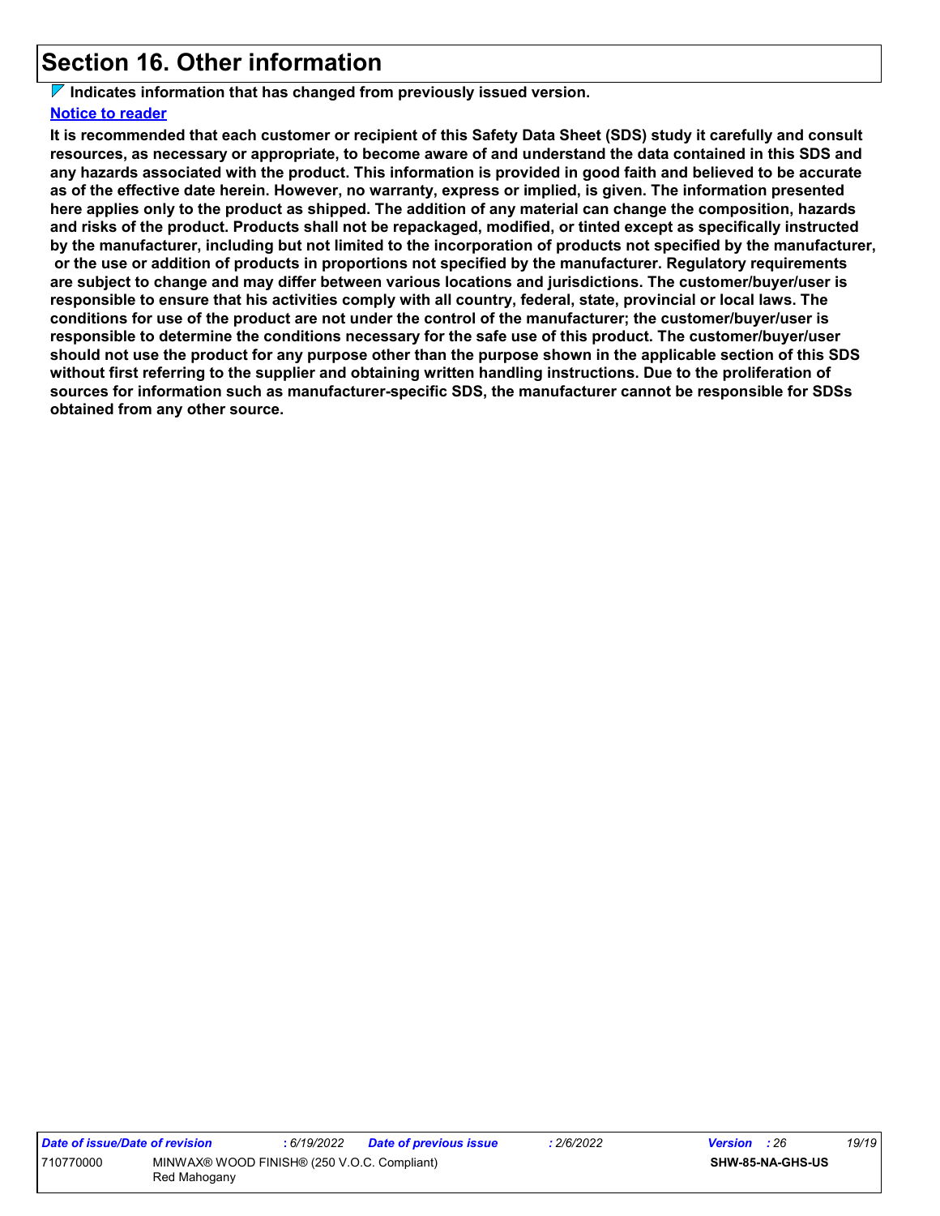# Section 16. Other information

**Indicates information that has changed from previously issued version.**

**Notice to reader**

**It is recommended that each customer or recipient of this Safety Data Sheet (SDS) study it carefully and consult resources, as necessary or appropriate, to become aware of and understand the data contained in this SDS and any hazards associated with the product. This information is provided in good faith and believed to be accurate as of the effective date herein. However, no warranty, express or implied, is given. The information presented here applies only to the product as shipped. The addition of any material can change the composition, hazards and risks of the product. Products shall not be repackaged, modified, or tinted except as specifically instructed by the manufacturer, including but not limited to the incorporation of products not specified by the manufacturer, or the use or addition of products in proportions not specified by the manufacturer. Regulatory requirements are subject to change and may differ between various locations and jurisdictions. The customer/buyer/user is responsible to ensure that his activities comply with all country, federal, state, provincial or local laws. The conditions for use of the product are not under the control of the manufacturer; the customer/buyer/user is responsible to determine the conditions necessary for the safe use of this product. The customer/buyer/user should not use the product for any purpose other than the purpose shown in the applicable section of this SDS without first referring to the supplier and obtaining written handling instructions. Due to the proliferation of sources for information such as manufacturer-specific SDS, the manufacturer cannot be responsible for SDSs obtained from any other source.**